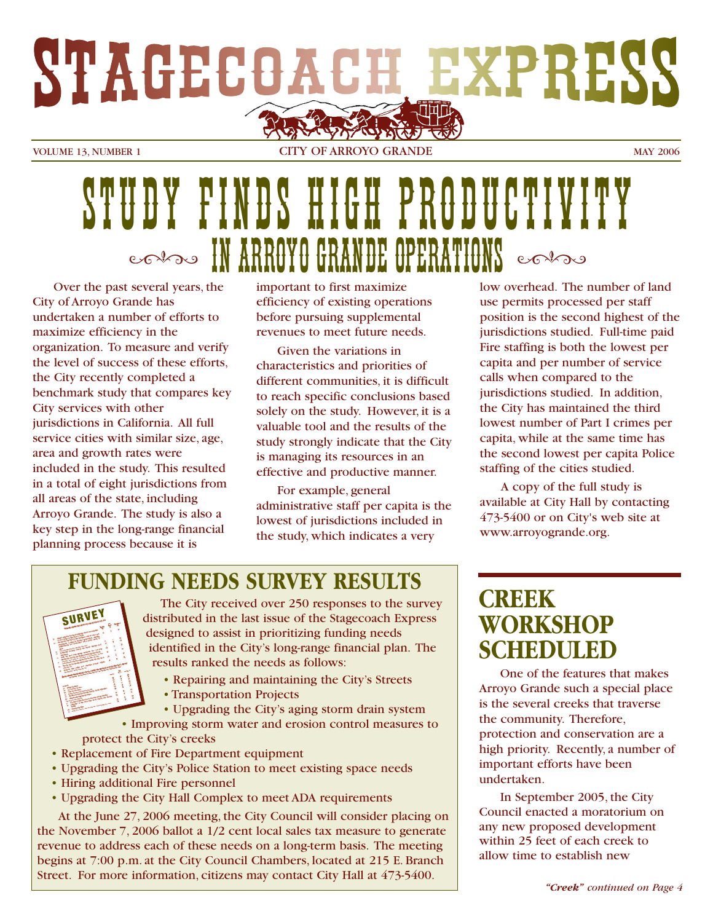# STAGECOACH EXPRESS

VOLUME 13, NUMBER 1 CITY OF ARROYO GRANDE MAY 2006

# STUDY FINDS HIGH PRODUCTIVITY IN ARROYO GRANDE OPERATIONS

Over the past several years, the City of Arroyo Grande has undertaken a number of efforts to maximize efficiency in the organization. To measure and verify the level of success of these efforts, the City recently completed a benchmark study that compares key City services with other jurisdictions in California. All full service cities with similar size, age, area and growth rates were included in the study. This resulted in a total of eight jurisdictions from all areas of the state, including Arroyo Grande. The study is also a key step in the long-range financial planning process because it is important to first maximize efficiency of existing operations before pursuing supplemental revenues to meet future needs.

Given the variations in characteristics and priorities of different communities, it is difficult to reach specific conclusions based solely on the study. However, it is a valuable tool and the results of the study strongly indicate that the City is managing its resources in an effective and productive manner.

For example, general administrative staff per capita is the lowest of jurisdictions included in the study, which indicates a very low overhead. The number of land use permits processed per staff position is the second highest of the jurisdictions studied. Full-time paid Fire staffing is both the lowest per capita and per number of service calls when compared to the jurisdictions studied. In addition, the City has maintained the third lowest number of Part I crimes per capita, while at the same time has the second lowest per capita Police staffing of the cities studied.

A copy of the full study is available at City Hall by contacting 473-5400 or on City's web site at www.arroyogrande.org.

## FUNDING NEEDS SURVEY RESULTS

The City received over 250 responses to the survey distributed in the last issue of the Stagecoach Express designed to assist in prioritizing funding needs identified in the City's long-range financial plan. The results ranked the needs as follows:

- Repairing and maintaining the City's Streets
- Transportation Projects
- Upgrading the City's aging storm drain system
- Improving storm water and erosion control measures to protect the City's creeks
- Replacement of Fire Department equipment
- Upgrading the City's Police Station to meet existing space needs
- Hiring additional Fire personnel
- Upgrading the City Hall Complex to meet ADA requirements

At the June 27, 2006 meeting, the City Council will consider placing on the November 7, 2006 ballot a 1/2 cent local sales tax measure to generate revenue to address each of these needs on a long-term basis. The meeting begins at 7:00 p.m. at the City Council Chambers, located at 215 E. Branch Street. For more information, citizens may contact City Hall at 473-5400.

## CREEK WORKSHOP SCHEDULED

One of the features that makes Arroyo Grande such a special place is the several creeks that traverse the community. Therefore, protection and conservation are a high priority. Recently, a number of important efforts have been undertaken.

In September 2005, the City Council enacted a moratorium on any new proposed development within 25 feet of each creek to allow time to establish new

***"Creek"** continued on Page 4*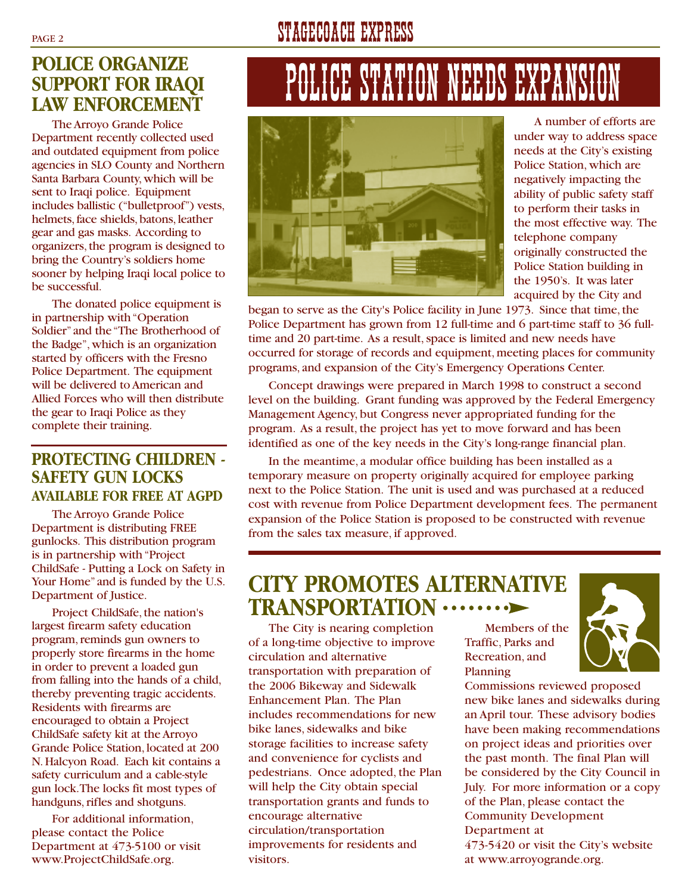## POLICE ORGANIZE SUPPORT FOR IRAQI LAW ENFORCEMENT

The Arroyo Grande Police Department recently collected used and outdated equipment from police agencies in SLO County and Northern Santa Barbara County, which will be sent to Iraqi police. Equipment includes ballistic ("bulletproof") vests, helmets, face shields, batons, leather gear and gas masks. According to organizers, the program is designed to bring the Country's soldiers home sooner by helping Iraqi local police to be successful.

The donated police equipment is in partnership with "Operation Soldier" and the "The Brotherhood of the Badge", which is an organization started by officers with the Fresno Police Department. The equipment will be delivered to American and Allied Forces who will then distribute the gear to Iraqi Police as they complete their training.

## PROTECTING CHILDREN - SAFETY GUN LOCKS

### AVAILABLE FOR FREE AT AGPD

The Arroyo Grande Police Department is distributing FREE gunlocks. This distribution program is in partnership with "Project ChildSafe - Putting a Lock on Safety in Your Home" and is funded by the U.S. Department of Justice.

Project ChildSafe, the nation's largest firearm safety education program, reminds gun owners to properly store firearms in the home in order to prevent a loaded gun from falling into the hands of a child, thereby preventing tragic accidents. Residents with firearms are encouraged to obtain a Project ChildSafe safety kit at the Arroyo Grande Police Station, located at 200 N. Halcyon Road. Each kit contains a safety curriculum and a cable-style gun lock. The locks fit most types of handguns, rifles and shotguns.

For additional information, please contact the Police Department at 473-5100 or visit www.ProjectChildSafe.org.

# POLICE STATION NEEDS EXPANSION

A number of efforts are under way to address space needs at the City's existing Police Station, which are negatively impacting the ability of public safety staff to perform their tasks in the most effective way. The telephone company originally constructed the Police Station building in the 1950's. It was later acquired by the City and began to serve as the City's Police facility in June 1973. Since that time, the Police Department has grown from 12 full-time and 6 part-time staff to 36 full-time and 20 part-time. As a result, space is limited and new needs have occurred for storage of records and equipment, meeting places for community programs, and expansion of the City's Emergency Operations Center.

Concept drawings were prepared in March 1998 to construct a second level on the building. Grant funding was approved by the Federal Emergency Management Agency, but Congress never appropriated funding for the program. As a result, the project has yet to move forward and has been identified as one of the key needs in the City's long-range financial plan.

In the meantime, a modular office building has been installed as a temporary measure on property originally acquired for employee parking next to the Police Station. The unit is used and was purchased at a reduced cost with revenue from Police Department development fees. The permanent expansion of the Police Station is proposed to be constructed with revenue from the sales tax measure, if approved.

## CITY PROMOTES ALTERNATIVE TRANSPORTATION

The City is nearing completion of a long-time objective to improve circulation and alternative transportation with preparation of the 2006 Bikeway and Sidewalk Enhancement Plan. The Plan includes recommendations for new bike lanes, sidewalks and bike storage facilities to increase safety and convenience for cyclists and pedestrians. Once adopted, the Plan will help the City obtain special transportation grants and funds to encourage alternative circulation/transportation improvements for residents and visitors.

Members of the Traffic, Parks and Recreation, and Planning Commissions reviewed proposed new bike lanes and sidewalks during an April tour. These advisory bodies have been making recommendations on project ideas and priorities over the past month. The final Plan will be considered by the City Council in July. For more information or a copy of the Plan, please contact the Community Development Department at 473-5420 or visit the City's website at www.arroyogrande.org.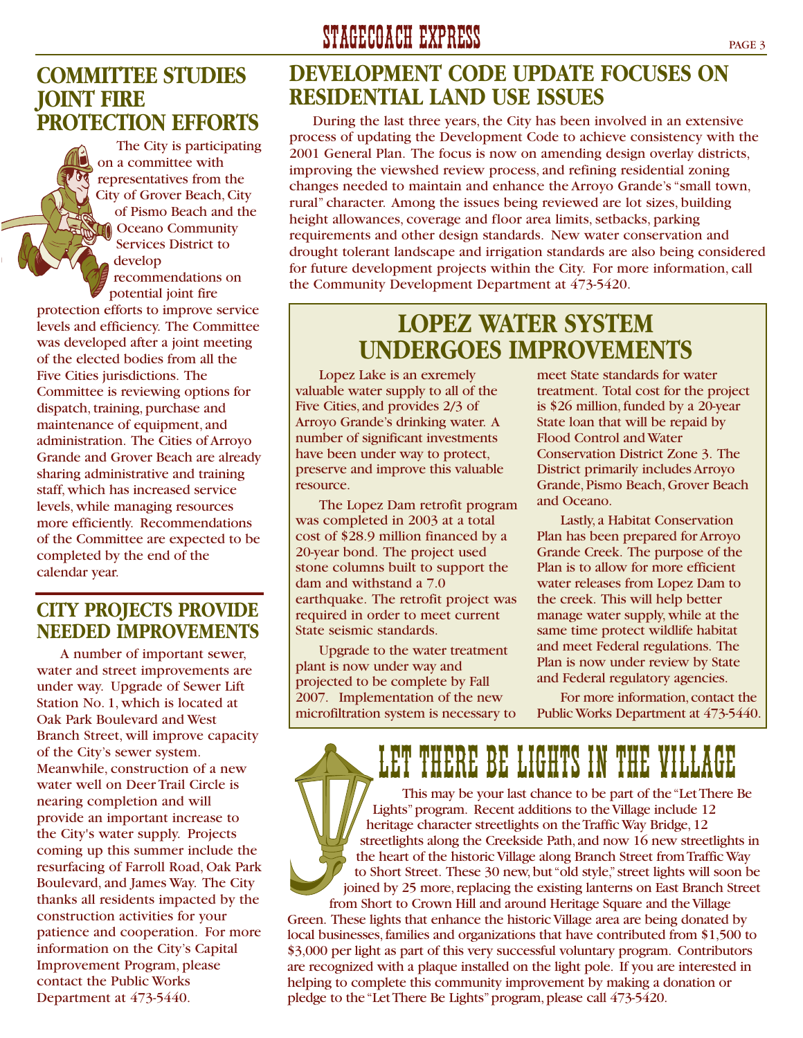## COMMITTEE STUDIES JOINT FIRE PROTECTION EFFORTS

The City is participating on a committee with representatives from the City of Grover Beach, City of Pismo Beach and the Oceano Community Services District to develop recommendations on potential joint fire protection efforts to improve service levels and efficiency. The Committee was developed after a joint meeting of the elected bodies from all the Five Cities jurisdictions. The Committee is reviewing options for dispatch, training, purchase and maintenance of equipment, and administration. The Cities of Arroyo Grande and Grover Beach are already sharing administrative and training staff, which has increased service levels, while managing resources more efficiently. Recommendations of the Committee are expected to be completed by the end of the calendar year.

## CITY PROJECTS PROVIDE NEEDED IMPROVEMENTS

A number of important sewer, water and street improvements are under way. Upgrade of Sewer Lift Station No. 1, which is located at Oak Park Boulevard and West Branch Street, will improve capacity of the City's sewer system. Meanwhile, construction of a new water well on Deer Trail Circle is nearing completion and will provide an important increase to the City's water supply. Projects coming up this summer include the resurfacing of Farroll Road, Oak Park Boulevard, and James Way. The City thanks all residents impacted by the construction activities for your patience and cooperation. For more information on the City's Capital Improvement Program, please contact the Public Works Department at 473-5440.

## DEVELOPMENT CODE UPDATE FOCUSES ON RESIDENTIAL LAND USE ISSUES

During the last three years, the City has been involved in an extensive process of updating the Development Code to achieve consistency with the 2001 General Plan. The focus is now on amending design overlay districts, improving the viewshed review process, and refining residential zoning changes needed to maintain and enhance the Arroyo Grande's "small town, rural" character. Among the issues being reviewed are lot sizes, building height allowances, coverage and floor area limits, setbacks, parking requirements and other design standards. New water conservation and drought tolerant landscape and irrigation standards are also being considered for future development projects within the City. For more information, call the Community Development Department at 473-5420.

## LOPEZ WATER SYSTEM UNDERGOES IMPROVEMENTS

Lopez Lake is an exremely valuable water supply to all of the Five Cities, and provides 2/3 of Arroyo Grande's drinking water. A number of significant investments have been under way to protect, preserve and improve this valuable resource.

The Lopez Dam retrofit program was completed in 2003 at a total cost of $28.9 million financed by a 20-year bond. The project used stone columns built to support the dam and withstand a 7.0 earthquake. The retrofit project was required in order to meet current State seismic standards.

Upgrade to the water treatment plant is now under way and projected to be complete by Fall 2007. Implementation of the new microfiltration system is necessary to meet State standards for water treatment. Total cost for the project is $26 million, funded by a 20-year State loan that will be repaid by Flood Control and Water Conservation District Zone 3. The District primarily includes Arroyo Grande, Pismo Beach, Grover Beach and Oceano.

Lastly, a Habitat Conservation Plan has been prepared for Arroyo Grande Creek. The purpose of the Plan is to allow for more efficient water releases from Lopez Dam to the creek. This will help better manage water supply, while at the same time protect wildlife habitat and meet Federal regulations. The Plan is now under review by State and Federal regulatory agencies.

For more information, contact the Public Works Department at 473-5440.

## LET THERE BE LIGHTS IN THE VILLAGE

This may be your last chance to be part of the "Let There Be Lights" program. Recent additions to the Village include 12 heritage character streetlights on the Traffic Way Bridge, 12 streetlights along the Creekside Path, and now 16 new streetlights in the heart of the historic Village along Branch Street from Traffic Way to Short Street. These 30 new, but "old style," street lights will soon be joined by 25 more, replacing the existing lanterns on East Branch Street from Short to Crown Hill and around Heritage Square and the Village Green. These lights that enhance the historic Village area are being donated by local businesses, families and organizations that have contributed from $1,500 to $3,000 per light as part of this very successful voluntary program. Contributors are recognized with a plaque installed on the light pole. If you are interested in helping to complete this community improvement by making a donation or pledge to the "Let There Be Lights" program, please call 473-5420.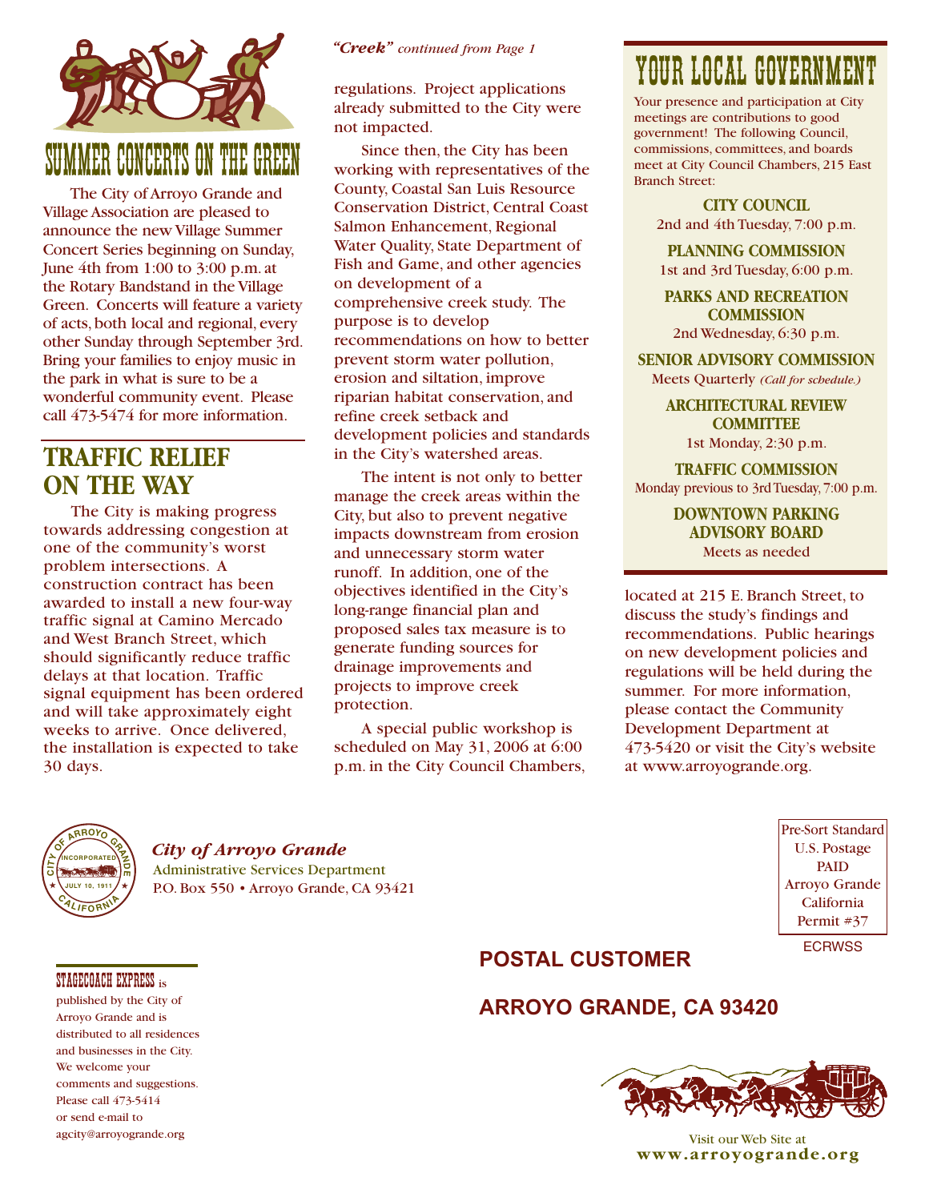## SUMMER CONCERTS ON THE GREEN

The City of Arroyo Grande and Village Association are pleased to announce the new Village Summer Concert Series beginning on Sunday, June 4th from 1:00 to 3:00 p.m. at the Rotary Bandstand in the Village Green. Concerts will feature a variety of acts, both local and regional, every other Sunday through September 3rd. Bring your families to enjoy music in the park in what is sure to be a wonderful community event. Please call 473-5474 for more information.

## TRAFFIC RELIEF ON THE WAY

The City is making progress towards addressing congestion at one of the community's worst problem intersections. A construction contract has been awarded to install a new four-way traffic signal at Camino Mercado and West Branch Street, which should significantly reduce traffic delays at that location. Traffic signal equipment has been ordered and will take approximately eight weeks to arrive. Once delivered, the installation is expected to take 30 days.

***"Creek"*** *continued from Page 1*

regulations. Project applications already submitted to the City were not impacted.

Since then, the City has been working with representatives of the County, Coastal San Luis Resource Conservation District, Central Coast Salmon Enhancement, Regional Water Quality, State Department of Fish and Game, and other agencies on development of a comprehensive creek study. The purpose is to develop recommendations on how to better prevent storm water pollution, erosion and siltation, improve riparian habitat conservation, and refine creek setback and development policies and standards in the City's watershed areas.

The intent is not only to better manage the creek areas within the City, but also to prevent negative impacts downstream from erosion and unnecessary storm water runoff. In addition, one of the objectives identified in the City's long-range financial plan and proposed sales tax measure is to generate funding sources for drainage improvements and projects to improve creek protection.

A special public workshop is scheduled on May 31, 2006 at 6:00 p.m. in the City Council Chambers, located at 215 E. Branch Street, to discuss the study's findings and recommendations. Public hearings on new development policies and regulations will be held during the summer. For more information, please contact the Community Development Department at 473-5420 or visit the City's website at www.arroyogrande.org.

## YOUR LOCAL GOVERNMENT

Your presence and participation at City meetings are contributions to good government! The following Council, commissions, committees, and boards meet at City Council Chambers, 215 East Branch Street:

**CITY COUNCIL**
2nd and 4th Tuesday, 7:00 p.m.

**PLANNING COMMISSION**
1st and 3rd Tuesday, 6:00 p.m.

**PARKS AND RECREATION COMMISSION**
2nd Wednesday, 6:30 p.m.

**SENIOR ADVISORY COMMISSION**
Meets Quarterly *(Call for schedule.)*

**ARCHITECTURAL REVIEW COMMITTEE**
1st Monday, 2:30 p.m.

**TRAFFIC COMMISSION**
Monday previous to 3rd Tuesday, 7:00 p.m.

**DOWNTOWN PARKING ADVISORY BOARD**
Meets as needed

***City of Arroyo Grande***
Administrative Services Department
P.O. Box 550 • Arroyo Grande, CA 93421

Pre-Sort Standard
U.S. Postage
PAID
Arroyo Grande
California
Permit #37

ECRWSS

**POSTAL CUSTOMER**

**ARROYO GRANDE, CA 93420**

STAGECOACH EXPRESS is published by the City of Arroyo Grande and is distributed to all residences and businesses in the City. We welcome your comments and suggestions. Please call 473-5414 or send e-mail to agcity@arroyogrande.org

Visit our Web Site at
**www.arroyogrande.org**